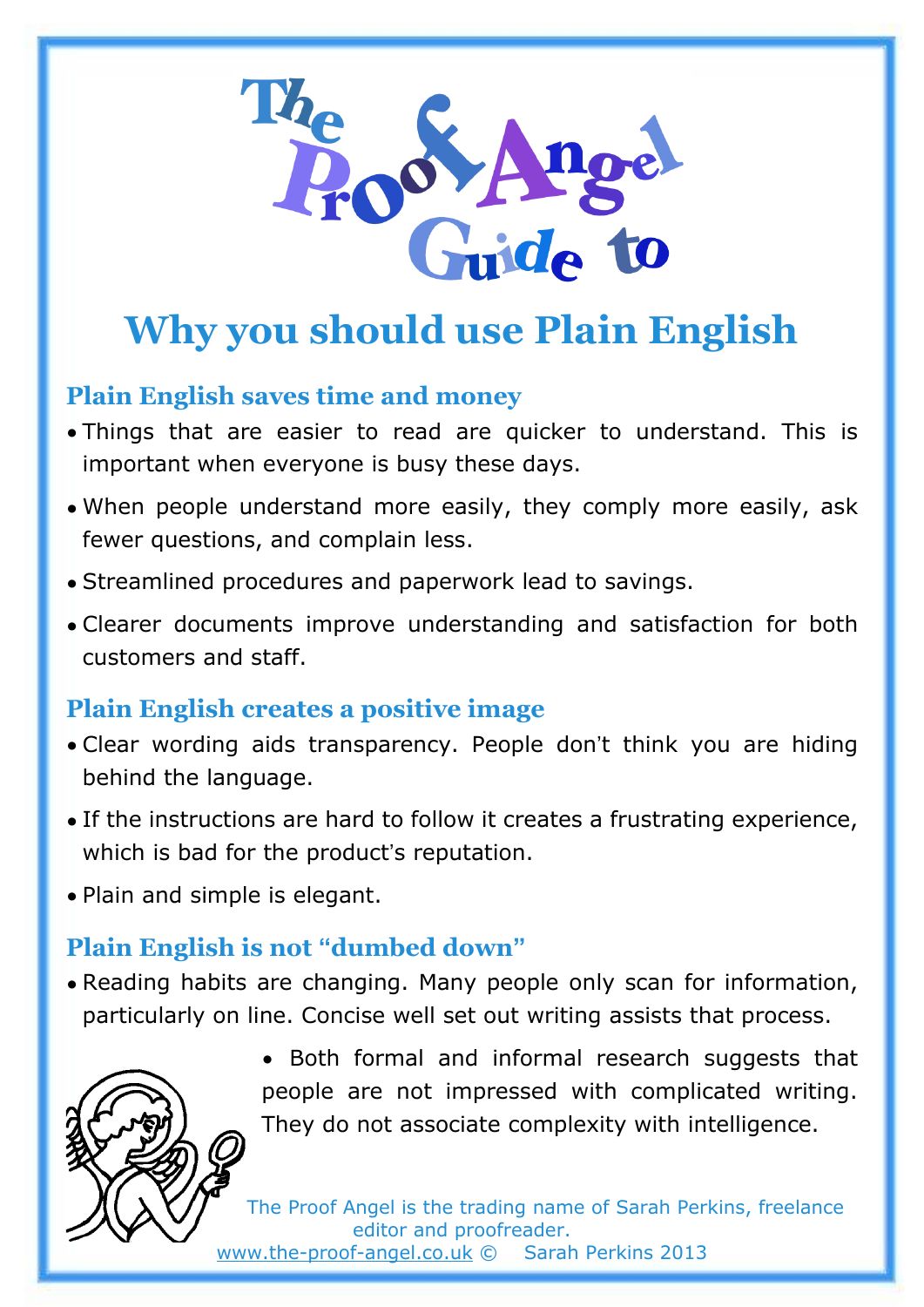# The Proof Angel Guide to

# Why you should use Plain English

## Plain English saves time and money

- Things that are easier to read are quicker to understand. This is important when everyone is busy these days.
- When people understand more easily, they comply more easily, ask fewer questions, and complain less.
- Streamlined procedures and paperwork lead to savings.
- Clearer documents improve understanding and satisfaction for both customers and staff.

## Plain English creates a positive image

- Clear wording aids transparency. People don't think you are hiding behind the language.
- If the instructions are hard to follow it creates a frustrating experience, which is bad for the product's reputation.
- Plain and simple is elegant.

## Plain English is not "dumbed down"

- Reading habits are changing. Many people only scan for information, particularly on line. Concise well set out writing assists that process.
- Both formal and informal research suggests that people are not impressed with complicated writing. They do not associate complexity with intelligence.

The Proof Angel is the trading name of Sarah Perkins, freelance editor and proofreader.
www.the-proof-angel.co.uk © Sarah Perkins 2013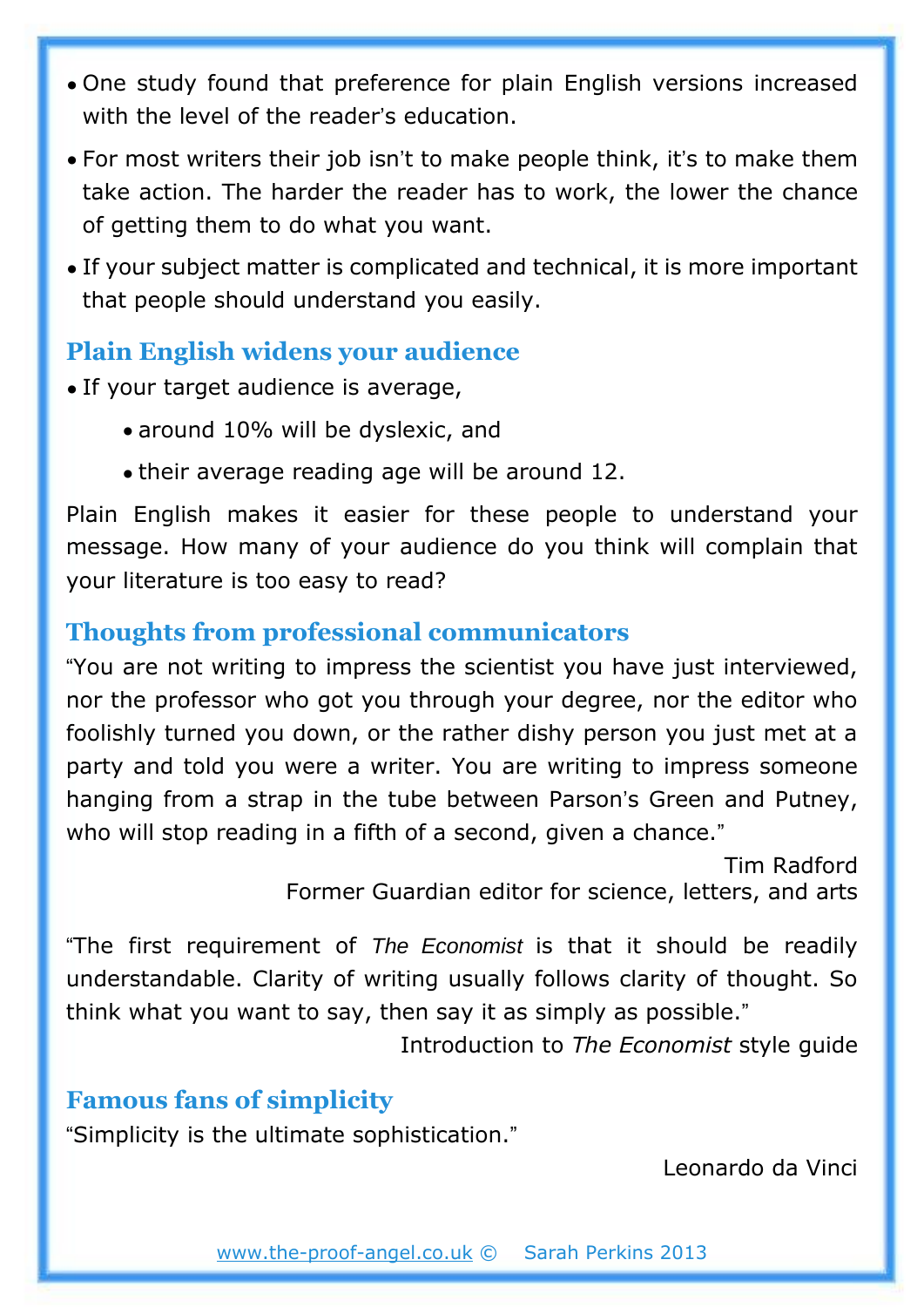- One study found that preference for plain English versions increased with the level of the reader's education.
- For most writers their job isn't to make people think, it's to make them take action. The harder the reader has to work, the lower the chance of getting them to do what you want.
- If your subject matter is complicated and technical, it is more important that people should understand you easily.

## Plain English widens your audience

- If your target audience is average,
  - around 10% will be dyslexic, and
  - their average reading age will be around 12.

Plain English makes it easier for these people to understand your message. How many of your audience do you think will complain that your literature is too easy to read?

## Thoughts from professional communicators

"You are not writing to impress the scientist you have just interviewed, nor the professor who got you through your degree, nor the editor who foolishly turned you down, or the rather dishy person you just met at a party and told you were a writer. You are writing to impress someone hanging from a strap in the tube between Parson's Green and Putney, who will stop reading in a fifth of a second, given a chance."

Tim Radford
Former Guardian editor for science, letters, and arts

"The first requirement of *The Economist* is that it should be readily understandable. Clarity of writing usually follows clarity of thought. So think what you want to say, then say it as simply as possible."

Introduction to *The Economist* style guide

## Famous fans of simplicity

"Simplicity is the ultimate sophistication."

Leonardo da Vinci

www.the-proof-angel.co.uk © Sarah Perkins 2013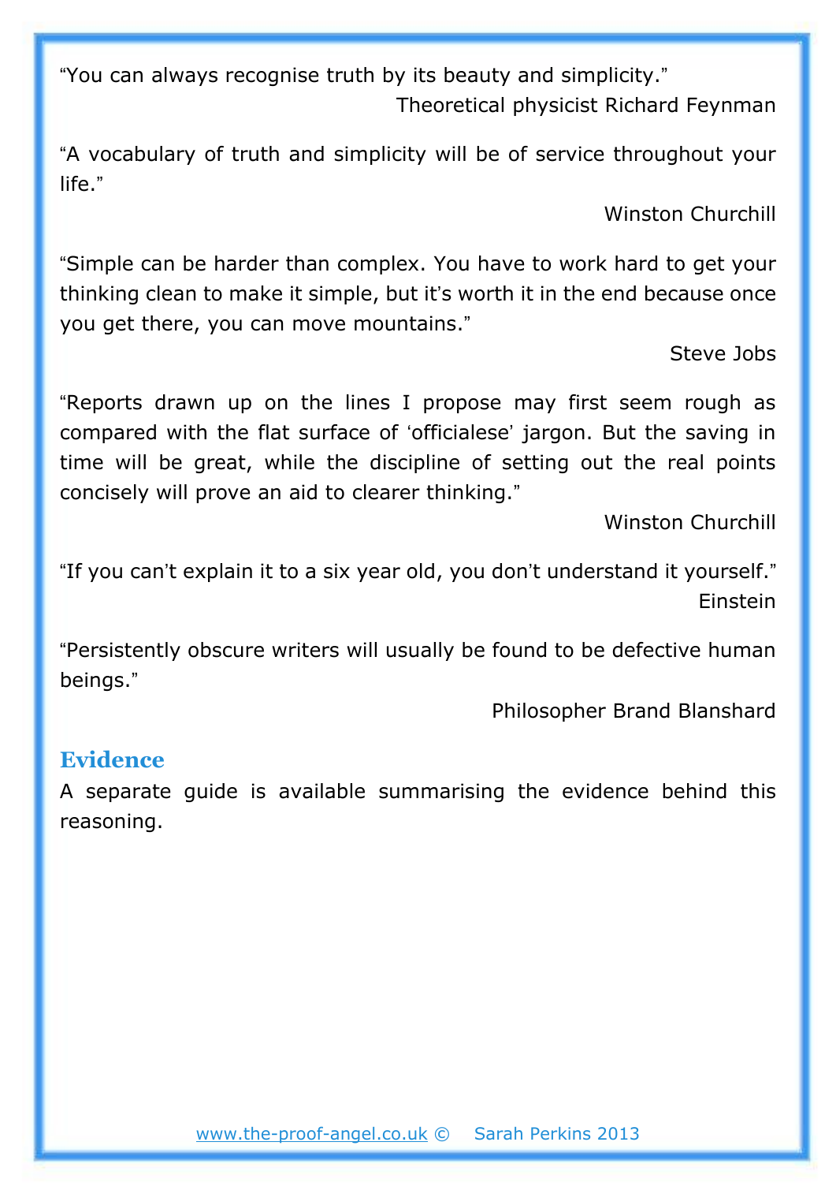"You can always recognise truth by its beauty and simplicity."

Theoretical physicist Richard Feynman

"A vocabulary of truth and simplicity will be of service throughout your life."

Winston Churchill

"Simple can be harder than complex. You have to work hard to get your thinking clean to make it simple, but it's worth it in the end because once you get there, you can move mountains."

Steve Jobs

"Reports drawn up on the lines I propose may first seem rough as compared with the flat surface of 'officialese' jargon. But the saving in time will be great, while the discipline of setting out the real points concisely will prove an aid to clearer thinking."

Winston Churchill

"If you can't explain it to a six year old, you don't understand it yourself."

Einstein

"Persistently obscure writers will usually be found to be defective human beings."

Philosopher Brand Blanshard

## Evidence

A separate guide is available summarising the evidence behind this reasoning.

www.the-proof-angel.co.uk © Sarah Perkins 2013